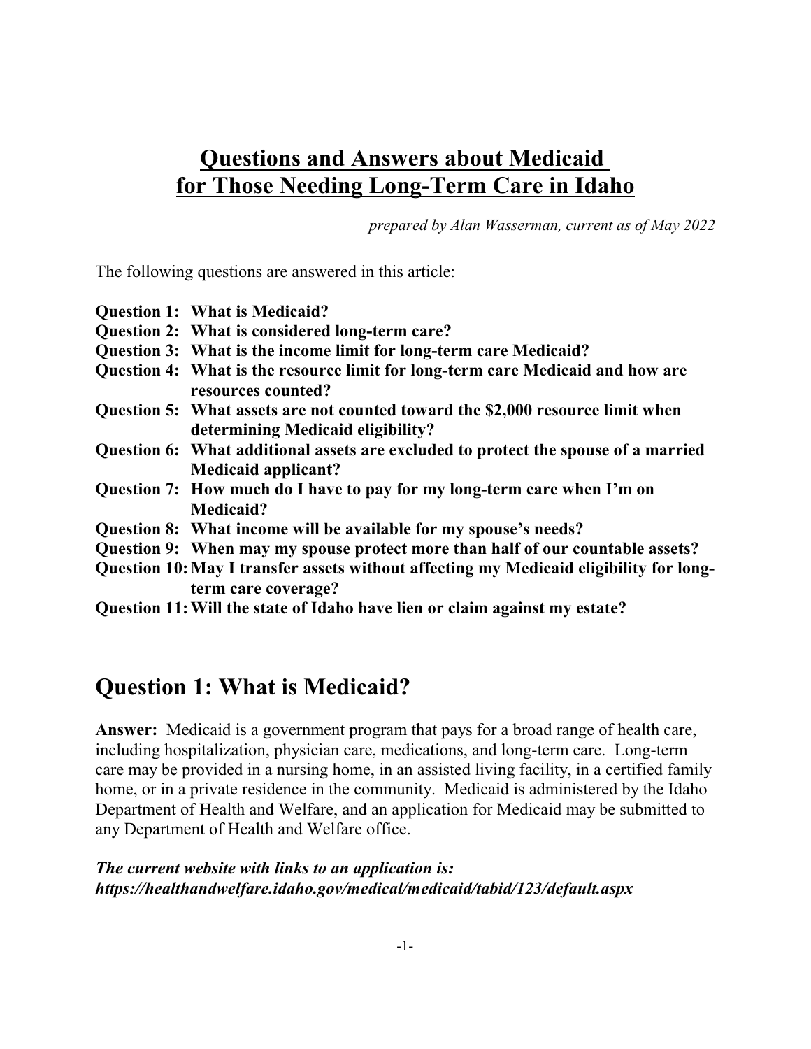# Questions and Answers about Medicaid for Those Needing Long-Term Care in Idaho

*prepared by Alan Wasserman, current as of May 2022*

The following questions are answered in this article:

- **Question 1: What is Medicaid?**
- **Question 2: What is considered long-term care?**
- **Question 3: What is the income limit for long-term care Medicaid?**
- **Question 4: What is the resource limit for long-term care Medicaid and how are resources counted?**
- **Question 5: What assets are not counted toward the $2,000 resource limit when determining Medicaid eligibility?**
- **Question 6: What additional assets are excluded to protect the spouse of a married Medicaid applicant?**
- **Question 7: How much do I have to pay for my long-term care when I'm on Medicaid?**
- **Question 8: What income will be available for my spouse's needs?**
- **Question 9: When may my spouse protect more than half of our countable assets?**
- **Question 10: May I transfer assets without affecting my Medicaid eligibility for long-term care coverage?**
- **Question 11: Will the state of Idaho have lien or claim against my estate?**

## Question 1: What is Medicaid?

**Answer:** Medicaid is a government program that pays for a broad range of health care, including hospitalization, physician care, medications, and long-term care. Long-term care may be provided in a nursing home, in an assisted living facility, in a certified family home, or in a private residence in the community. Medicaid is administered by the Idaho Department of Health and Welfare, and an application for Medicaid may be submitted to any Department of Health and Welfare office.

***The current website with links to an application is: https://healthandwelfare.idaho.gov/medical/medicaid/tabid/123/default.aspx***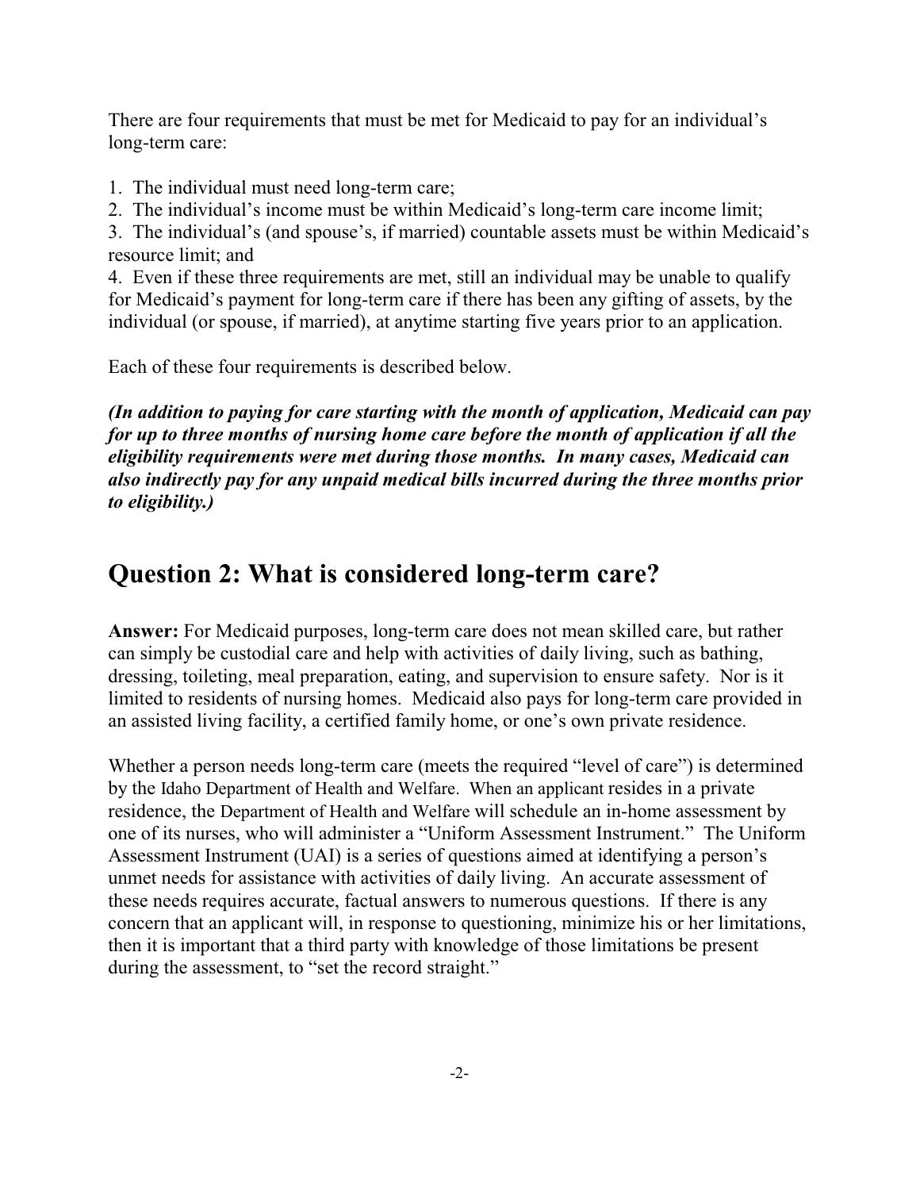There are four requirements that must be met for Medicaid to pay for an individual's long-term care:

1. The individual must need long-term care;
2. The individual's income must be within Medicaid's long-term care income limit;
3. The individual's (and spouse's, if married) countable assets must be within Medicaid's resource limit; and
4. Even if these three requirements are met, still an individual may be unable to qualify for Medicaid's payment for long-term care if there has been any gifting of assets, by the individual (or spouse, if married), at anytime starting five years prior to an application.

Each of these four requirements is described below.

***(In addition to paying for care starting with the month of application, Medicaid can pay for up to three months of nursing home care before the month of application if all the eligibility requirements were met during those months. In many cases, Medicaid can also indirectly pay for any unpaid medical bills incurred during the three months prior to eligibility.)***

## Question 2: What is considered long-term care?

**Answer:** For Medicaid purposes, long-term care does not mean skilled care, but rather can simply be custodial care and help with activities of daily living, such as bathing, dressing, toileting, meal preparation, eating, and supervision to ensure safety. Nor is it limited to residents of nursing homes. Medicaid also pays for long-term care provided in an assisted living facility, a certified family home, or one's own private residence.

Whether a person needs long-term care (meets the required "level of care") is determined by the Idaho Department of Health and Welfare. When an applicant resides in a private residence, the Department of Health and Welfare will schedule an in-home assessment by one of its nurses, who will administer a "Uniform Assessment Instrument." The Uniform Assessment Instrument (UAI) is a series of questions aimed at identifying a person's unmet needs for assistance with activities of daily living. An accurate assessment of these needs requires accurate, factual answers to numerous questions. If there is any concern that an applicant will, in response to questioning, minimize his or her limitations, then it is important that a third party with knowledge of those limitations be present during the assessment, to "set the record straight."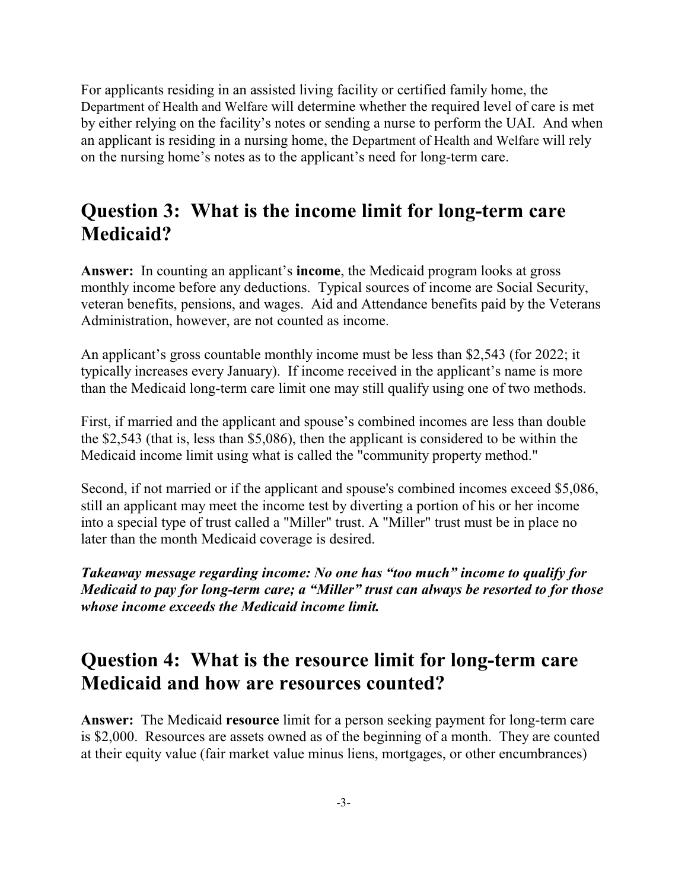For applicants residing in an assisted living facility or certified family home, the Department of Health and Welfare will determine whether the required level of care is met by either relying on the facility's notes or sending a nurse to perform the UAI. And when an applicant is residing in a nursing home, the Department of Health and Welfare will rely on the nursing home's notes as to the applicant's need for long-term care.

## Question 3: What is the income limit for long-term care Medicaid?

**Answer:** In counting an applicant's **income**, the Medicaid program looks at gross monthly income before any deductions. Typical sources of income are Social Security, veteran benefits, pensions, and wages. Aid and Attendance benefits paid by the Veterans Administration, however, are not counted as income.

An applicant's gross countable monthly income must be less than $2,543 (for 2022; it typically increases every January). If income received in the applicant's name is more than the Medicaid long-term care limit one may still qualify using one of two methods.

First, if married and the applicant and spouse's combined incomes are less than double the $2,543 (that is, less than $5,086), then the applicant is considered to be within the Medicaid income limit using what is called the "community property method."

Second, if not married or if the applicant and spouse's combined incomes exceed $5,086, still an applicant may meet the income test by diverting a portion of his or her income into a special type of trust called a "Miller" trust. A "Miller" trust must be in place no later than the month Medicaid coverage is desired.

***Takeaway message regarding income: No one has "too much" income to qualify for Medicaid to pay for long-term care; a "Miller" trust can always be resorted to for those whose income exceeds the Medicaid income limit.***

## Question 4: What is the resource limit for long-term care Medicaid and how are resources counted?

**Answer:** The Medicaid **resource** limit for a person seeking payment for long-term care is $2,000. Resources are assets owned as of the beginning of a month. They are counted at their equity value (fair market value minus liens, mortgages, or other encumbrances)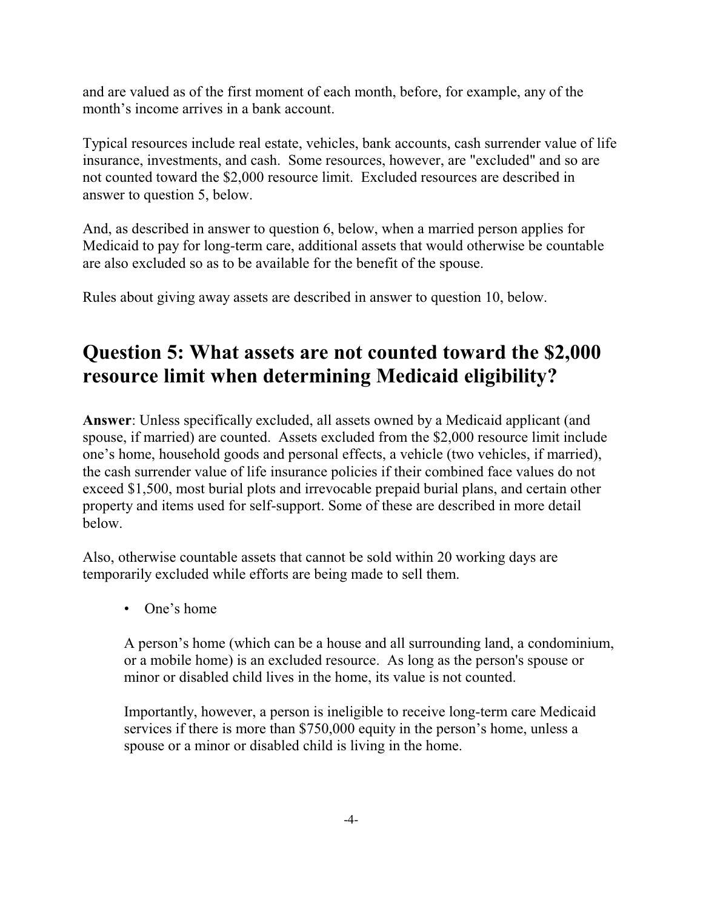and are valued as of the first moment of each month, before, for example, any of the month's income arrives in a bank account.

Typical resources include real estate, vehicles, bank accounts, cash surrender value of life insurance, investments, and cash. Some resources, however, are "excluded" and so are not counted toward the $2,000 resource limit. Excluded resources are described in answer to question 5, below.

And, as described in answer to question 6, below, when a married person applies for Medicaid to pay for long-term care, additional assets that would otherwise be countable are also excluded so as to be available for the benefit of the spouse.

Rules about giving away assets are described in answer to question 10, below.

## Question 5: What assets are not counted toward the $2,000 resource limit when determining Medicaid eligibility?

**Answer**: Unless specifically excluded, all assets owned by a Medicaid applicant (and spouse, if married) are counted. Assets excluded from the $2,000 resource limit include one's home, household goods and personal effects, a vehicle (two vehicles, if married), the cash surrender value of life insurance policies if their combined face values do not exceed $1,500, most burial plots and irrevocable prepaid burial plans, and certain other property and items used for self-support. Some of these are described in more detail below.

Also, otherwise countable assets that cannot be sold within 20 working days are temporarily excluded while efforts are being made to sell them.

- One's home

  A person's home (which can be a house and all surrounding land, a condominium, or a mobile home) is an excluded resource. As long as the person's spouse or minor or disabled child lives in the home, its value is not counted.

  Importantly, however, a person is ineligible to receive long-term care Medicaid services if there is more than $750,000 equity in the person's home, unless a spouse or a minor or disabled child is living in the home.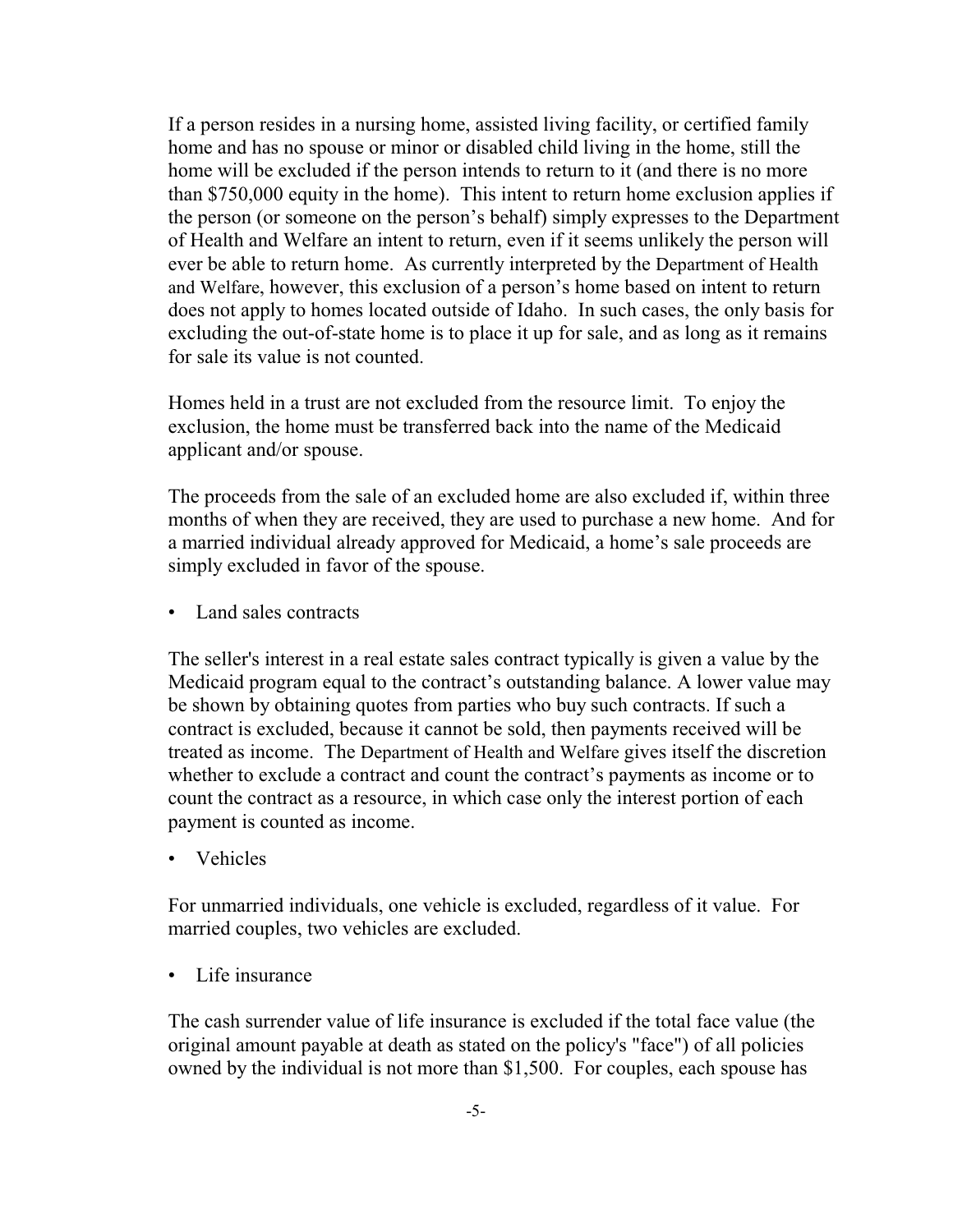If a person resides in a nursing home, assisted living facility, or certified family home and has no spouse or minor or disabled child living in the home, still the home will be excluded if the person intends to return to it (and there is no more than $750,000 equity in the home). This intent to return home exclusion applies if the person (or someone on the person's behalf) simply expresses to the Department of Health and Welfare an intent to return, even if it seems unlikely the person will ever be able to return home. As currently interpreted by the Department of Health and Welfare, however, this exclusion of a person's home based on intent to return does not apply to homes located outside of Idaho. In such cases, the only basis for excluding the out-of-state home is to place it up for sale, and as long as it remains for sale its value is not counted.

Homes held in a trust are not excluded from the resource limit. To enjoy the exclusion, the home must be transferred back into the name of the Medicaid applicant and/or spouse.

The proceeds from the sale of an excluded home are also excluded if, within three months of when they are received, they are used to purchase a new home. And for a married individual already approved for Medicaid, a home's sale proceeds are simply excluded in favor of the spouse.

- Land sales contracts

The seller's interest in a real estate sales contract typically is given a value by the Medicaid program equal to the contract's outstanding balance. A lower value may be shown by obtaining quotes from parties who buy such contracts. If such a contract is excluded, because it cannot be sold, then payments received will be treated as income. The Department of Health and Welfare gives itself the discretion whether to exclude a contract and count the contract's payments as income or to count the contract as a resource, in which case only the interest portion of each payment is counted as income.

- Vehicles

For unmarried individuals, one vehicle is excluded, regardless of it value. For married couples, two vehicles are excluded.

- Life insurance

The cash surrender value of life insurance is excluded if the total face value (the original amount payable at death as stated on the policy's "face") of all policies owned by the individual is not more than $1,500. For couples, each spouse has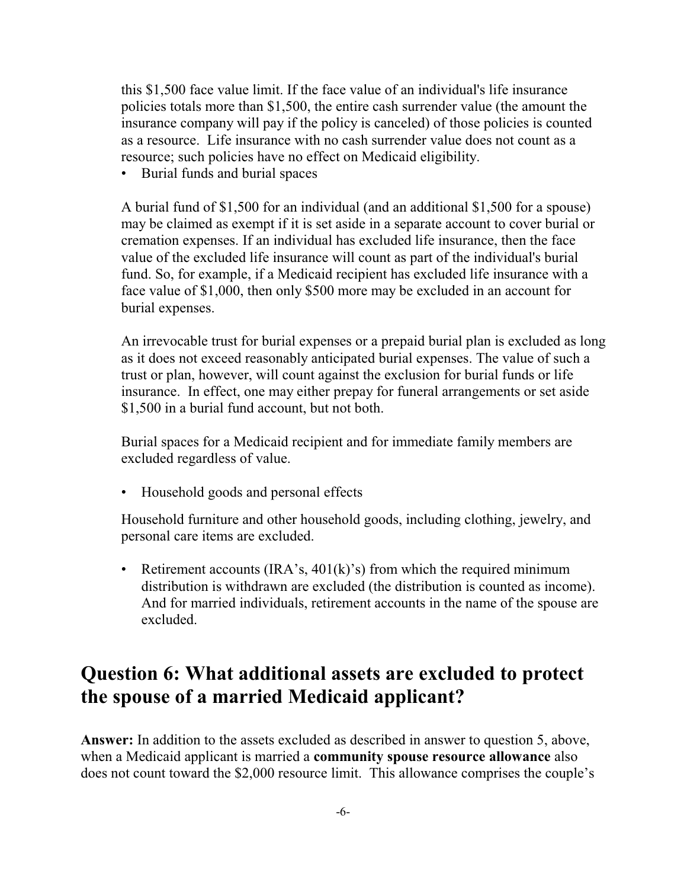this $1,500 face value limit. If the face value of an individual's life insurance policies totals more than $1,500, the entire cash surrender value (the amount the insurance company will pay if the policy is canceled) of those policies is counted as a resource. Life insurance with no cash surrender value does not count as a resource; such policies have no effect on Medicaid eligibility.

- Burial funds and burial spaces

A burial fund of $1,500 for an individual (and an additional $1,500 for a spouse) may be claimed as exempt if it is set aside in a separate account to cover burial or cremation expenses. If an individual has excluded life insurance, then the face value of the excluded life insurance will count as part of the individual's burial fund. So, for example, if a Medicaid recipient has excluded life insurance with a face value of $1,000, then only $500 more may be excluded in an account for burial expenses.

An irrevocable trust for burial expenses or a prepaid burial plan is excluded as long as it does not exceed reasonably anticipated burial expenses. The value of such a trust or plan, however, will count against the exclusion for burial funds or life insurance. In effect, one may either prepay for funeral arrangements or set aside $1,500 in a burial fund account, but not both.

Burial spaces for a Medicaid recipient and for immediate family members are excluded regardless of value.

- Household goods and personal effects

Household furniture and other household goods, including clothing, jewelry, and personal care items are excluded.

- Retirement accounts (IRA's, 401(k)'s) from which the required minimum distribution is withdrawn are excluded (the distribution is counted as income). And for married individuals, retirement accounts in the name of the spouse are excluded.

## Question 6: What additional assets are excluded to protect the spouse of a married Medicaid applicant?

**Answer:** In addition to the assets excluded as described in answer to question 5, above, when a Medicaid applicant is married a **community spouse resource allowance** also does not count toward the $2,000 resource limit. This allowance comprises the couple's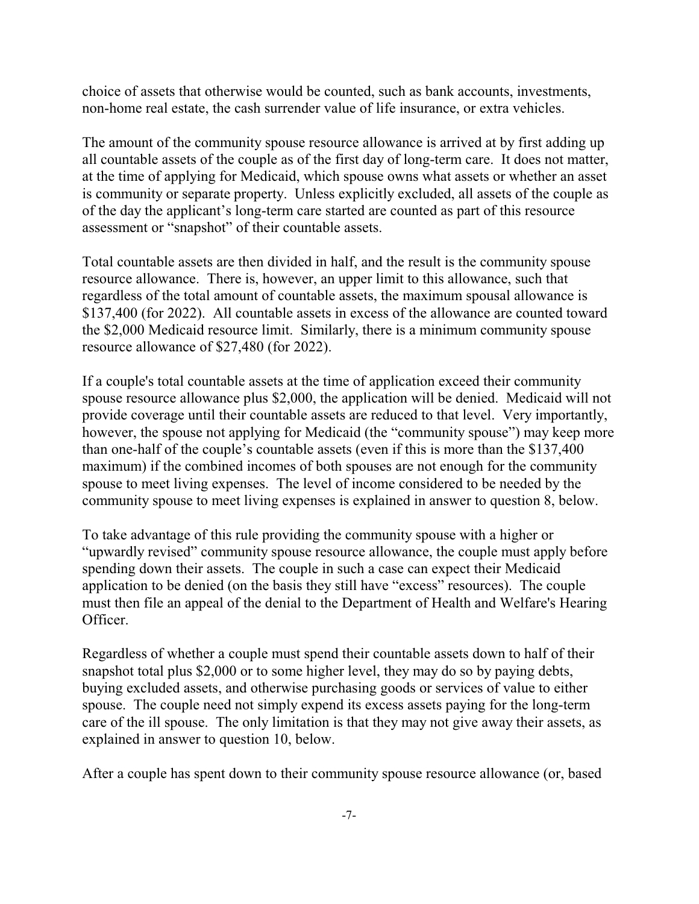choice of assets that otherwise would be counted, such as bank accounts, investments, non-home real estate, the cash surrender value of life insurance, or extra vehicles.

The amount of the community spouse resource allowance is arrived at by first adding up all countable assets of the couple as of the first day of long-term care. It does not matter, at the time of applying for Medicaid, which spouse owns what assets or whether an asset is community or separate property. Unless explicitly excluded, all assets of the couple as of the day the applicant's long-term care started are counted as part of this resource assessment or "snapshot" of their countable assets.

Total countable assets are then divided in half, and the result is the community spouse resource allowance. There is, however, an upper limit to this allowance, such that regardless of the total amount of countable assets, the maximum spousal allowance is $137,400 (for 2022). All countable assets in excess of the allowance are counted toward the $2,000 Medicaid resource limit. Similarly, there is a minimum community spouse resource allowance of $27,480 (for 2022).

If a couple's total countable assets at the time of application exceed their community spouse resource allowance plus $2,000, the application will be denied. Medicaid will not provide coverage until their countable assets are reduced to that level. Very importantly, however, the spouse not applying for Medicaid (the "community spouse") may keep more than one-half of the couple's countable assets (even if this is more than the $137,400 maximum) if the combined incomes of both spouses are not enough for the community spouse to meet living expenses. The level of income considered to be needed by the community spouse to meet living expenses is explained in answer to question 8, below.

To take advantage of this rule providing the community spouse with a higher or "upwardly revised" community spouse resource allowance, the couple must apply before spending down their assets. The couple in such a case can expect their Medicaid application to be denied (on the basis they still have "excess" resources). The couple must then file an appeal of the denial to the Department of Health and Welfare's Hearing Officer.

Regardless of whether a couple must spend their countable assets down to half of their snapshot total plus $2,000 or to some higher level, they may do so by paying debts, buying excluded assets, and otherwise purchasing goods or services of value to either spouse. The couple need not simply expend its excess assets paying for the long-term care of the ill spouse. The only limitation is that they may not give away their assets, as explained in answer to question 10, below.

After a couple has spent down to their community spouse resource allowance (or, based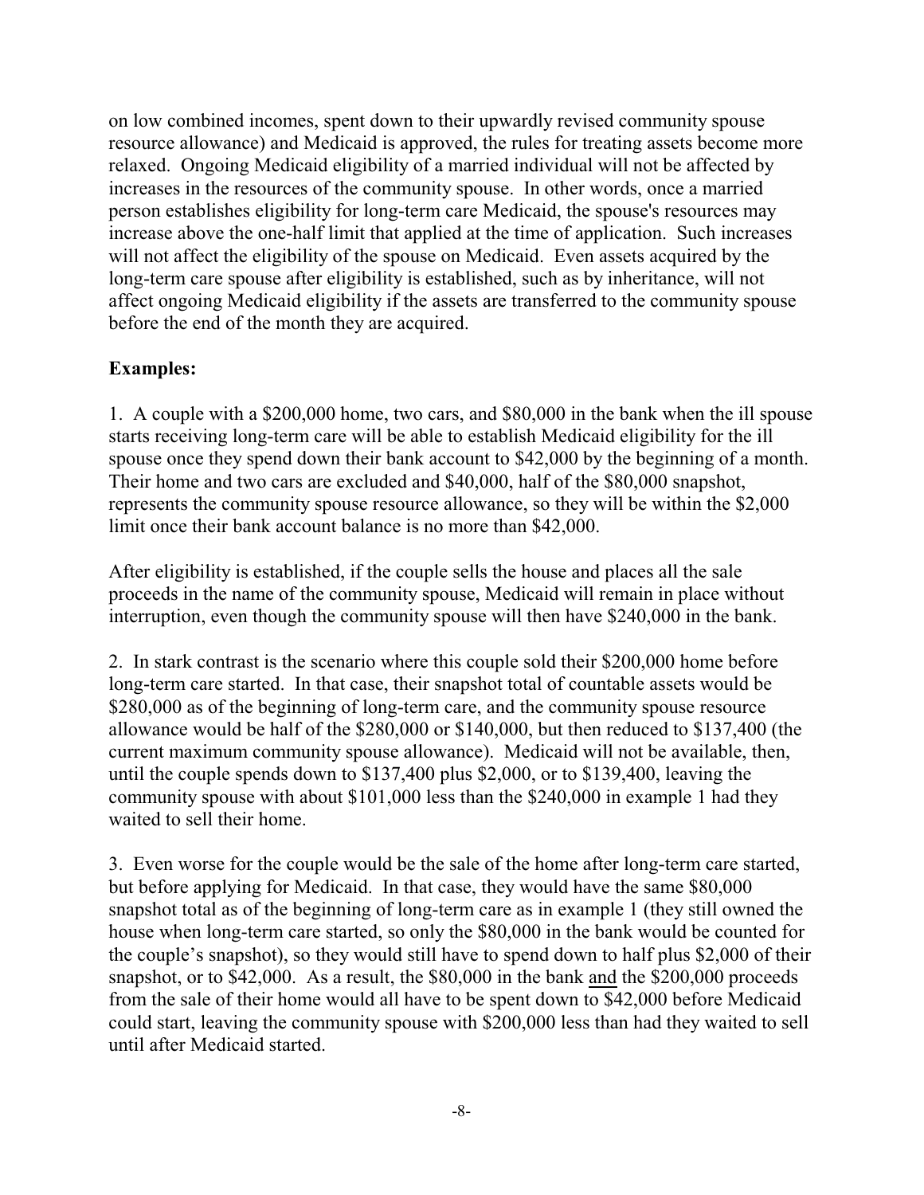on low combined incomes, spent down to their upwardly revised community spouse resource allowance) and Medicaid is approved, the rules for treating assets become more relaxed. Ongoing Medicaid eligibility of a married individual will not be affected by increases in the resources of the community spouse. In other words, once a married person establishes eligibility for long-term care Medicaid, the spouse's resources may increase above the one-half limit that applied at the time of application. Such increases will not affect the eligibility of the spouse on Medicaid. Even assets acquired by the long-term care spouse after eligibility is established, such as by inheritance, will not affect ongoing Medicaid eligibility if the assets are transferred to the community spouse before the end of the month they are acquired.

**Examples:**

1. A couple with a $200,000 home, two cars, and $80,000 in the bank when the ill spouse starts receiving long-term care will be able to establish Medicaid eligibility for the ill spouse once they spend down their bank account to $42,000 by the beginning of a month. Their home and two cars are excluded and $40,000, half of the $80,000 snapshot, represents the community spouse resource allowance, so they will be within the $2,000 limit once their bank account balance is no more than $42,000.

After eligibility is established, if the couple sells the house and places all the sale proceeds in the name of the community spouse, Medicaid will remain in place without interruption, even though the community spouse will then have $240,000 in the bank.

2. In stark contrast is the scenario where this couple sold their $200,000 home before long-term care started. In that case, their snapshot total of countable assets would be $280,000 as of the beginning of long-term care, and the community spouse resource allowance would be half of the $280,000 or $140,000, but then reduced to $137,400 (the current maximum community spouse allowance). Medicaid will not be available, then, until the couple spends down to $137,400 plus $2,000, or to $139,400, leaving the community spouse with about $101,000 less than the $240,000 in example 1 had they waited to sell their home.

3. Even worse for the couple would be the sale of the home after long-term care started, but before applying for Medicaid. In that case, they would have the same $80,000 snapshot total as of the beginning of long-term care as in example 1 (they still owned the house when long-term care started, so only the $80,000 in the bank would be counted for the couple's snapshot), so they would still have to spend down to half plus $2,000 of their snapshot, or to $42,000. As a result, the $80,000 in the bank <u>and</u> the $200,000 proceeds from the sale of their home would all have to be spent down to $42,000 before Medicaid could start, leaving the community spouse with $200,000 less than had they waited to sell until after Medicaid started.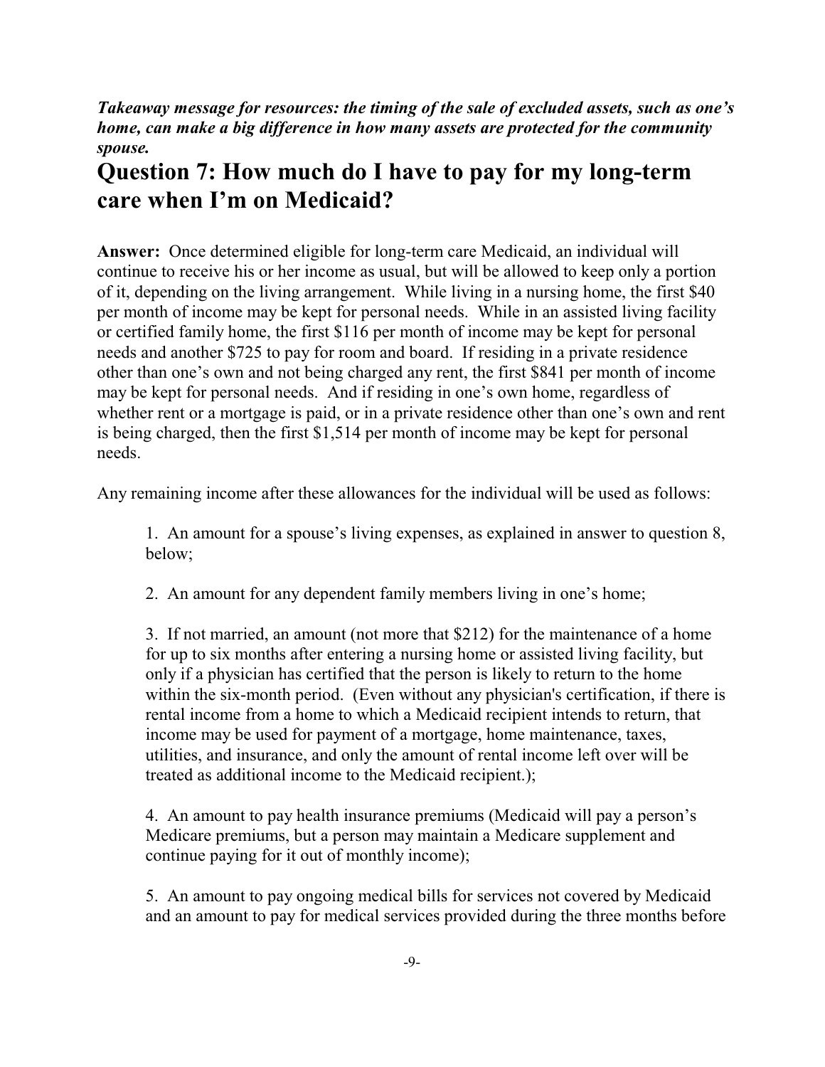***Takeaway message for resources: the timing of the sale of excluded assets, such as one's home, can make a big difference in how many assets are protected for the community spouse.***

# Question 7: How much do I have to pay for my long-term care when I'm on Medicaid?

**Answer:** Once determined eligible for long-term care Medicaid, an individual will continue to receive his or her income as usual, but will be allowed to keep only a portion of it, depending on the living arrangement. While living in a nursing home, the first $40 per month of income may be kept for personal needs. While in an assisted living facility or certified family home, the first $116 per month of income may be kept for personal needs and another $725 to pay for room and board. If residing in a private residence other than one's own and not being charged any rent, the first $841 per month of income may be kept for personal needs. And if residing in one's own home, regardless of whether rent or a mortgage is paid, or in a private residence other than one's own and rent is being charged, then the first $1,514 per month of income may be kept for personal needs.

Any remaining income after these allowances for the individual will be used as follows:

1. An amount for a spouse's living expenses, as explained in answer to question 8, below;

2. An amount for any dependent family members living in one's home;

3. If not married, an amount (not more that $212) for the maintenance of a home for up to six months after entering a nursing home or assisted living facility, but only if a physician has certified that the person is likely to return to the home within the six-month period. (Even without any physician's certification, if there is rental income from a home to which a Medicaid recipient intends to return, that income may be used for payment of a mortgage, home maintenance, taxes, utilities, and insurance, and only the amount of rental income left over will be treated as additional income to the Medicaid recipient.);

4. An amount to pay health insurance premiums (Medicaid will pay a person's Medicare premiums, but a person may maintain a Medicare supplement and continue paying for it out of monthly income);

5. An amount to pay ongoing medical bills for services not covered by Medicaid and an amount to pay for medical services provided during the three months before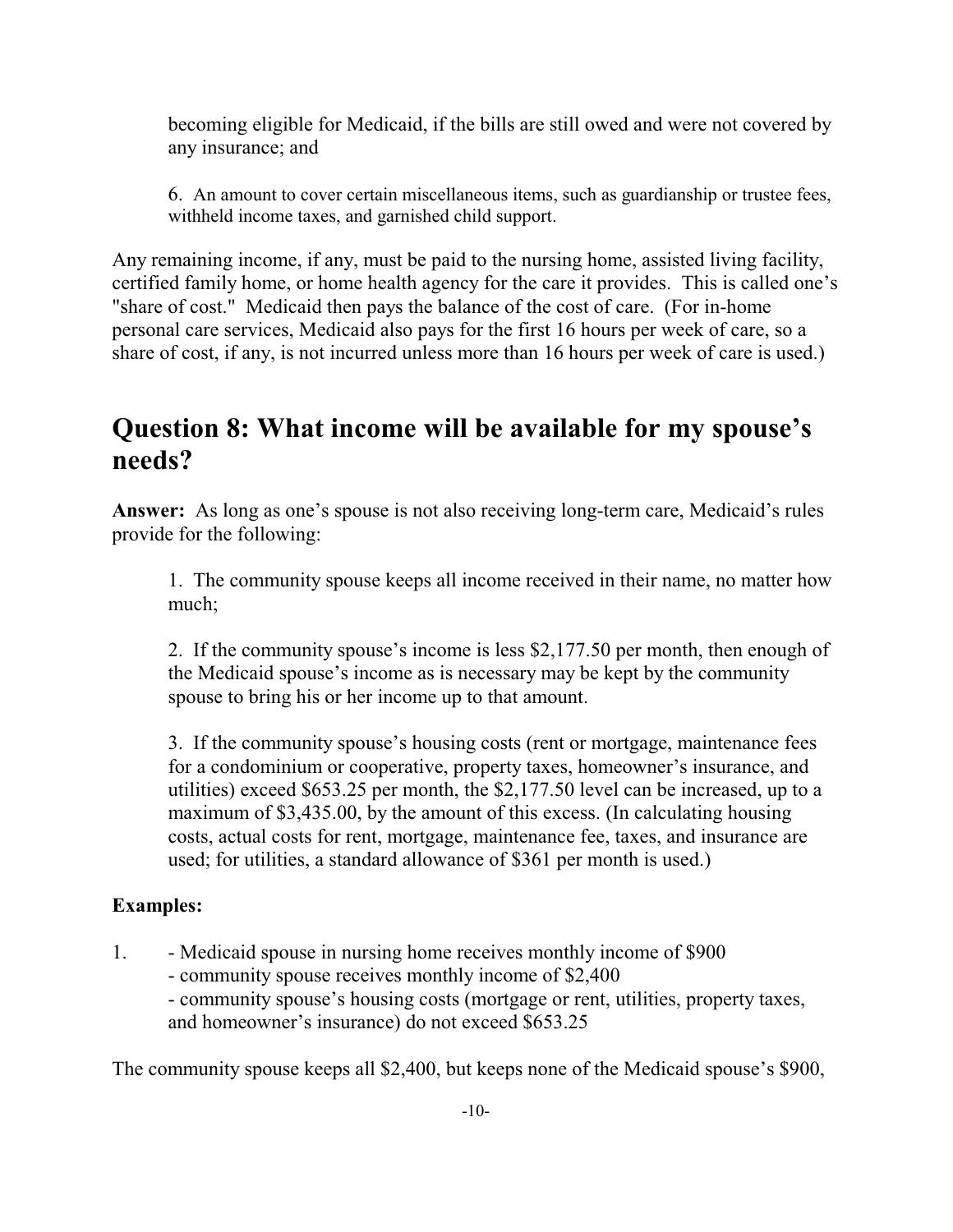becoming eligible for Medicaid, if the bills are still owed and were not covered by any insurance; and

6. An amount to cover certain miscellaneous items, such as guardianship or trustee fees, withheld income taxes, and garnished child support.

Any remaining income, if any, must be paid to the nursing home, assisted living facility, certified family home, or home health agency for the care it provides. This is called one's "share of cost." Medicaid then pays the balance of the cost of care. (For in-home personal care services, Medicaid also pays for the first 16 hours per week of care, so a share of cost, if any, is not incurred unless more than 16 hours per week of care is used.)

## Question 8: What income will be available for my spouse's needs?

**Answer:** As long as one's spouse is not also receiving long-term care, Medicaid's rules provide for the following:

1. The community spouse keeps all income received in their name, no matter how much;

2. If the community spouse's income is less $2,177.50 per month, then enough of the Medicaid spouse's income as is necessary may be kept by the community spouse to bring his or her income up to that amount.

3. If the community spouse's housing costs (rent or mortgage, maintenance fees for a condominium or cooperative, property taxes, homeowner's insurance, and utilities) exceed $653.25 per month, the $2,177.50 level can be increased, up to a maximum of $3,435.00, by the amount of this excess. (In calculating housing costs, actual costs for rent, mortgage, maintenance fee, taxes, and insurance are used; for utilities, a standard allowance of $361 per month is used.)

**Examples:**

1. - Medicaid spouse in nursing home receives monthly income of $900
   - community spouse receives monthly income of $2,400
   - community spouse's housing costs (mortgage or rent, utilities, property taxes, and homeowner's insurance) do not exceed $653.25

The community spouse keeps all $2,400, but keeps none of the Medicaid spouse's $900,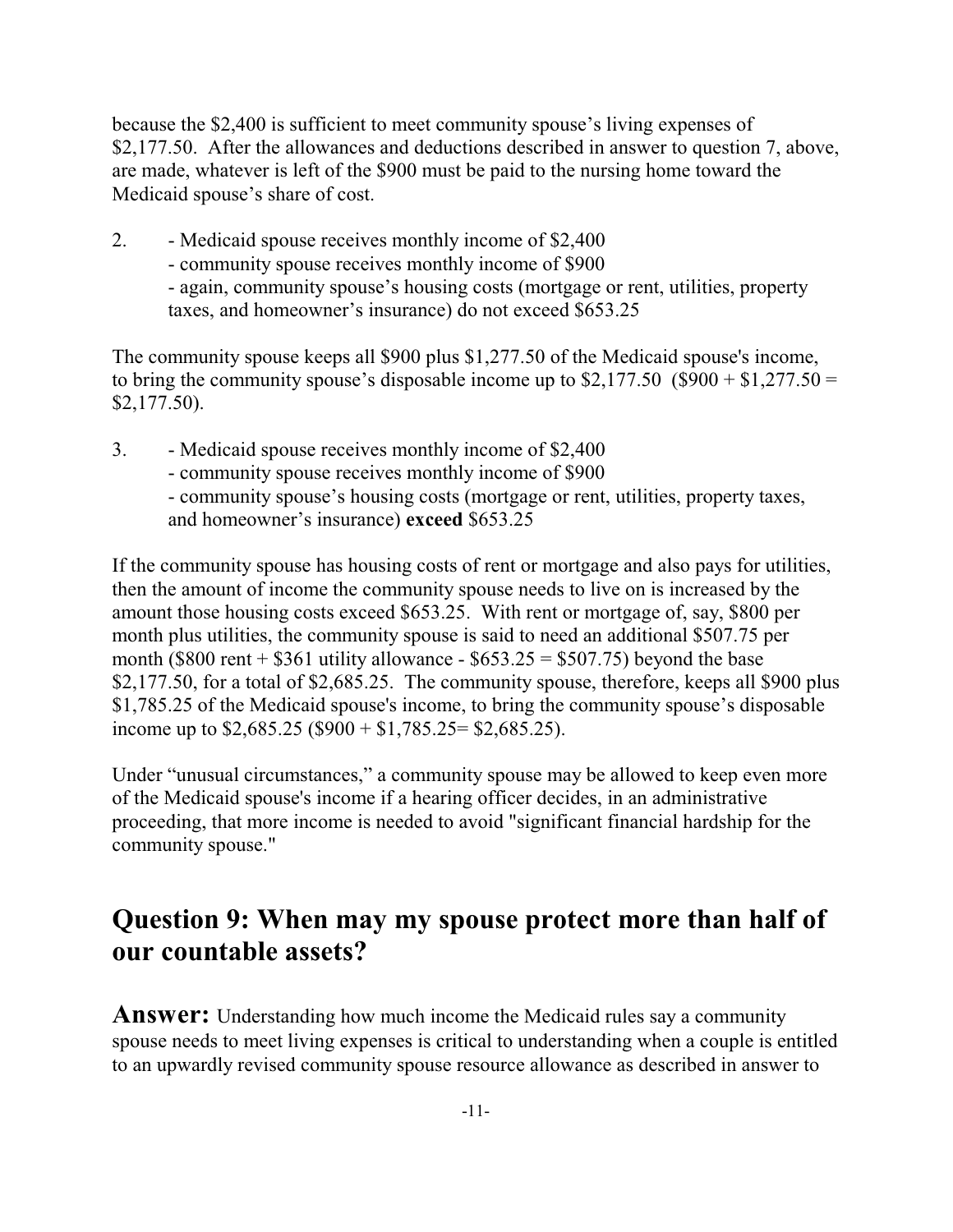because the $2,400 is sufficient to meet community spouse's living expenses of $2,177.50. After the allowances and deductions described in answer to question 7, above, are made, whatever is left of the $900 must be paid to the nursing home toward the Medicaid spouse's share of cost.

2. - Medicaid spouse receives monthly income of $2,400
   - community spouse receives monthly income of $900
   - again, community spouse's housing costs (mortgage or rent, utilities, property taxes, and homeowner's insurance) do not exceed $653.25

The community spouse keeps all $900 plus $1,277.50 of the Medicaid spouse's income, to bring the community spouse's disposable income up to $2,177.50 ($900 + $1,277.50 = $2,177.50).

3. - Medicaid spouse receives monthly income of $2,400
   - community spouse receives monthly income of $900
   - community spouse's housing costs (mortgage or rent, utilities, property taxes, and homeowner's insurance) **exceed** $653.25

If the community spouse has housing costs of rent or mortgage and also pays for utilities, then the amount of income the community spouse needs to live on is increased by the amount those housing costs exceed $653.25. With rent or mortgage of, say, $800 per month plus utilities, the community spouse is said to need an additional $507.75 per month ($800 rent + $361 utility allowance - $653.25 = $507.75) beyond the base $2,177.50, for a total of $2,685.25. The community spouse, therefore, keeps all $900 plus $1,785.25 of the Medicaid spouse's income, to bring the community spouse's disposable income up to $2,685.25 ($900 + $1,785.25= $2,685.25).

Under "unusual circumstances," a community spouse may be allowed to keep even more of the Medicaid spouse's income if a hearing officer decides, in an administrative proceeding, that more income is needed to avoid "significant financial hardship for the community spouse."

## Question 9: When may my spouse protect more than half of our countable assets?

**Answer:** Understanding how much income the Medicaid rules say a community spouse needs to meet living expenses is critical to understanding when a couple is entitled to an upwardly revised community spouse resource allowance as described in answer to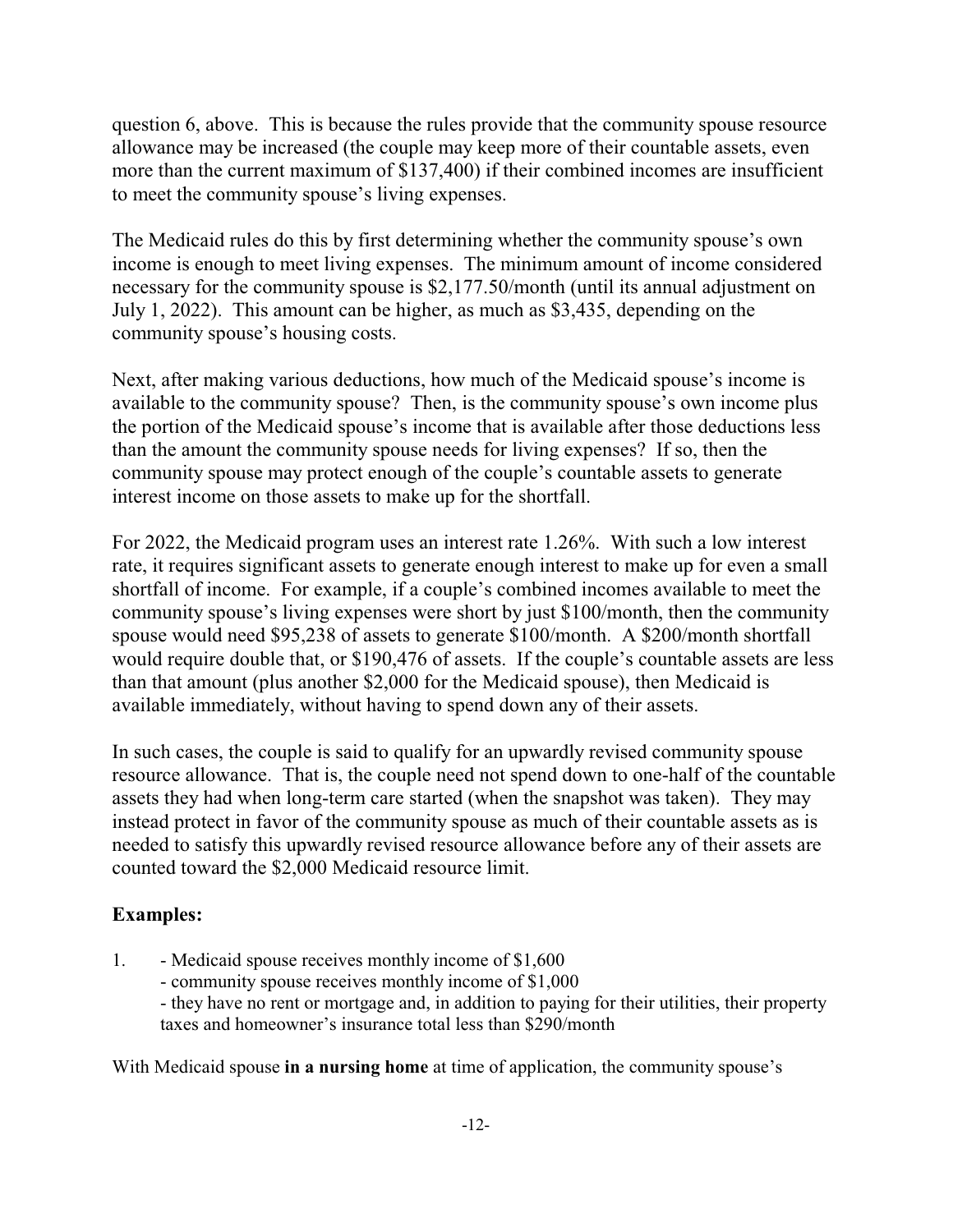question 6, above. This is because the rules provide that the community spouse resource allowance may be increased (the couple may keep more of their countable assets, even more than the current maximum of $137,400) if their combined incomes are insufficient to meet the community spouse's living expenses.

The Medicaid rules do this by first determining whether the community spouse's own income is enough to meet living expenses. The minimum amount of income considered necessary for the community spouse is $2,177.50/month (until its annual adjustment on July 1, 2022). This amount can be higher, as much as $3,435, depending on the community spouse's housing costs.

Next, after making various deductions, how much of the Medicaid spouse's income is available to the community spouse? Then, is the community spouse's own income plus the portion of the Medicaid spouse's income that is available after those deductions less than the amount the community spouse needs for living expenses? If so, then the community spouse may protect enough of the couple's countable assets to generate interest income on those assets to make up for the shortfall.

For 2022, the Medicaid program uses an interest rate 1.26%. With such a low interest rate, it requires significant assets to generate enough interest to make up for even a small shortfall of income. For example, if a couple's combined incomes available to meet the community spouse's living expenses were short by just $100/month, then the community spouse would need $95,238 of assets to generate $100/month. A $200/month shortfall would require double that, or $190,476 of assets. If the couple's countable assets are less than that amount (plus another $2,000 for the Medicaid spouse), then Medicaid is available immediately, without having to spend down any of their assets.

In such cases, the couple is said to qualify for an upwardly revised community spouse resource allowance. That is, the couple need not spend down to one-half of the countable assets they had when long-term care started (when the snapshot was taken). They may instead protect in favor of the community spouse as much of their countable assets as is needed to satisfy this upwardly revised resource allowance before any of their assets are counted toward the $2,000 Medicaid resource limit.

### Examples:

1. - Medicaid spouse receives monthly income of $1,600
   - community spouse receives monthly income of $1,000
   - they have no rent or mortgage and, in addition to paying for their utilities, their property taxes and homeowner's insurance total less than $290/month

With Medicaid spouse **in a nursing home** at time of application, the community spouse's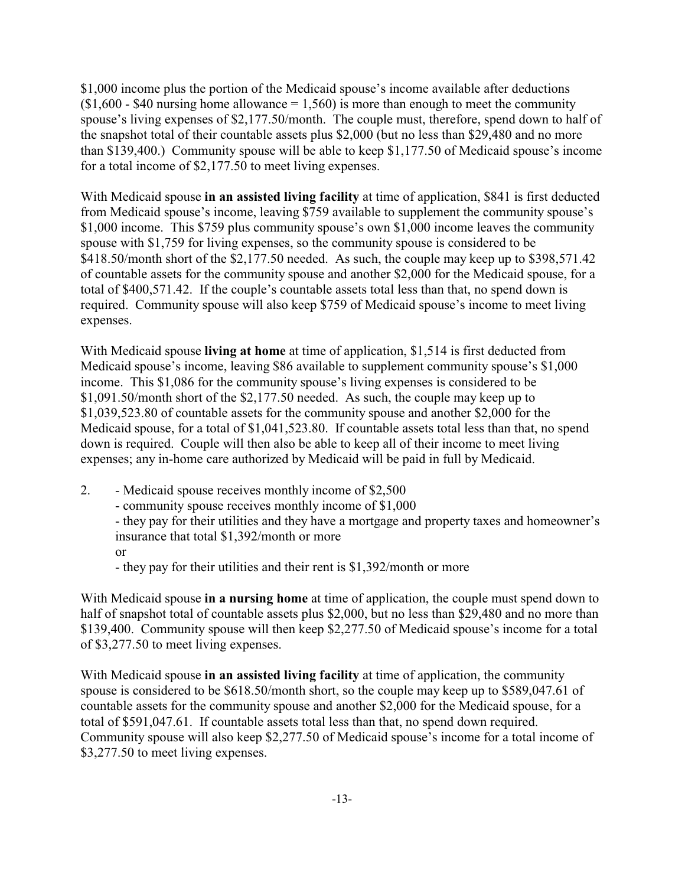$1,000 income plus the portion of the Medicaid spouse's income available after deductions ($1,600 - $40 nursing home allowance = 1,560) is more than enough to meet the community spouse's living expenses of $2,177.50/month. The couple must, therefore, spend down to half of the snapshot total of their countable assets plus $2,000 (but no less than $29,480 and no more than $139,400.) Community spouse will be able to keep $1,177.50 of Medicaid spouse's income for a total income of $2,177.50 to meet living expenses.

With Medicaid spouse **in an assisted living facility** at time of application, $841 is first deducted from Medicaid spouse's income, leaving $759 available to supplement the community spouse's $1,000 income. This $759 plus community spouse's own $1,000 income leaves the community spouse with $1,759 for living expenses, so the community spouse is considered to be $418.50/month short of the $2,177.50 needed. As such, the couple may keep up to $398,571.42 of countable assets for the community spouse and another $2,000 for the Medicaid spouse, for a total of $400,571.42. If the couple's countable assets total less than that, no spend down is required. Community spouse will also keep $759 of Medicaid spouse's income to meet living expenses.

With Medicaid spouse **living at home** at time of application, $1,514 is first deducted from Medicaid spouse's income, leaving $86 available to supplement community spouse's $1,000 income. This $1,086 for the community spouse's living expenses is considered to be $1,091.50/month short of the $2,177.50 needed. As such, the couple may keep up to $1,039,523.80 of countable assets for the community spouse and another $2,000 for the Medicaid spouse, for a total of $1,041,523.80. If countable assets total less than that, no spend down is required. Couple will then also be able to keep all of their income to meet living expenses; any in-home care authorized by Medicaid will be paid in full by Medicaid.

2. - Medicaid spouse receives monthly income of $2,500
   - community spouse receives monthly income of $1,000
   - they pay for their utilities and they have a mortgage and property taxes and homeowner's insurance that total $1,392/month or more
   or
   - they pay for their utilities and their rent is $1,392/month or more

With Medicaid spouse **in a nursing home** at time of application, the couple must spend down to half of snapshot total of countable assets plus $2,000, but no less than $29,480 and no more than $139,400. Community spouse will then keep $2,277.50 of Medicaid spouse's income for a total of $3,277.50 to meet living expenses.

With Medicaid spouse **in an assisted living facility** at time of application, the community spouse is considered to be $618.50/month short, so the couple may keep up to $589,047.61 of countable assets for the community spouse and another $2,000 for the Medicaid spouse, for a total of $591,047.61. If countable assets total less than that, no spend down required. Community spouse will also keep $2,277.50 of Medicaid spouse's income for a total income of $3,277.50 to meet living expenses.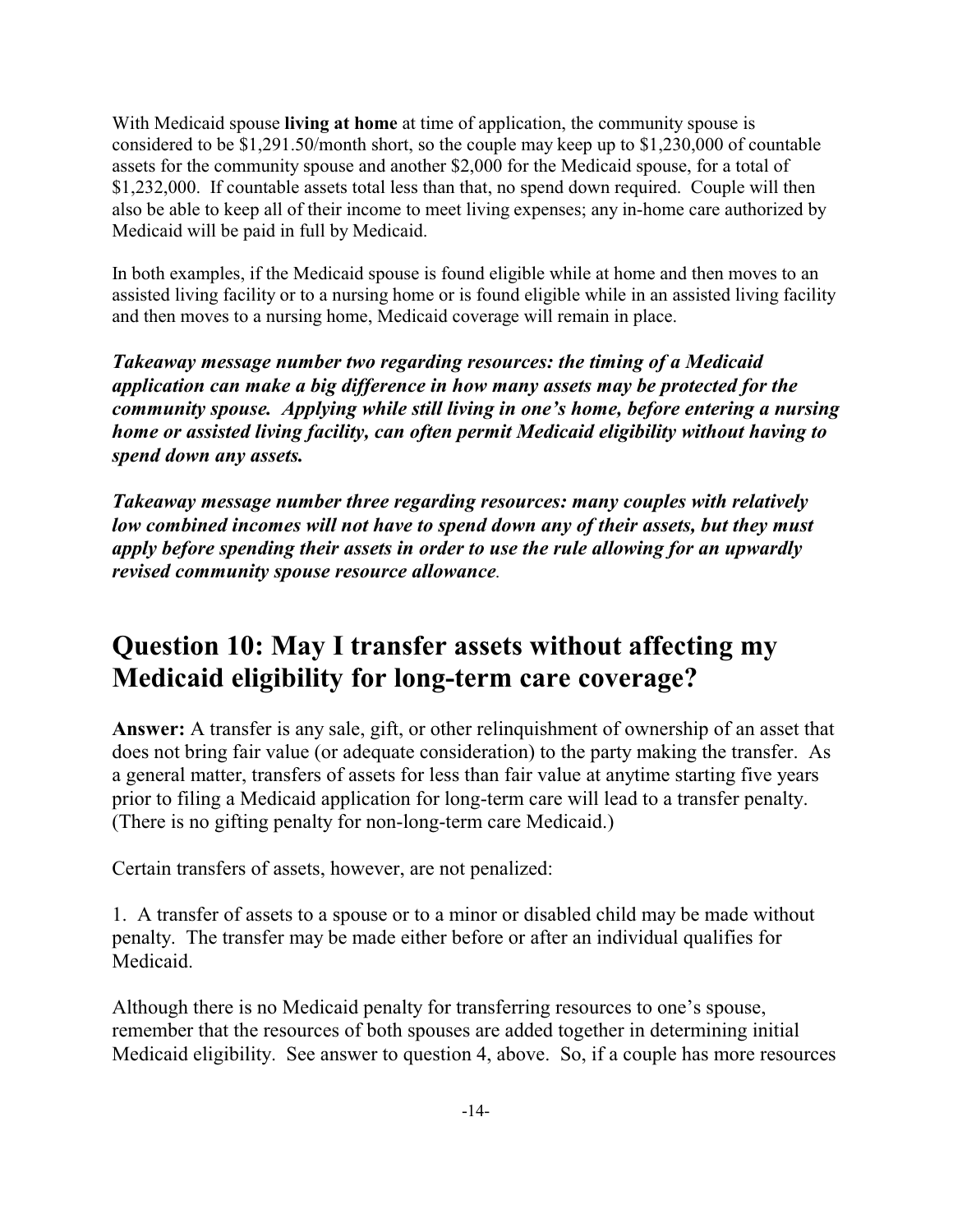With Medicaid spouse **living at home** at time of application, the community spouse is considered to be $1,291.50/month short, so the couple may keep up to $1,230,000 of countable assets for the community spouse and another $2,000 for the Medicaid spouse, for a total of $1,232,000. If countable assets total less than that, no spend down required. Couple will then also be able to keep all of their income to meet living expenses; any in-home care authorized by Medicaid will be paid in full by Medicaid.

In both examples, if the Medicaid spouse is found eligible while at home and then moves to an assisted living facility or to a nursing home or is found eligible while in an assisted living facility and then moves to a nursing home, Medicaid coverage will remain in place.

***Takeaway message number two regarding resources: the timing of a Medicaid application can make a big difference in how many assets may be protected for the community spouse. Applying while still living in one's home, before entering a nursing home or assisted living facility, can often permit Medicaid eligibility without having to spend down any assets.***

***Takeaway message number three regarding resources: many couples with relatively low combined incomes will not have to spend down any of their assets, but they must apply before spending their assets in order to use the rule allowing for an upwardly revised community spouse resource allowance.***

## Question 10: May I transfer assets without affecting my Medicaid eligibility for long-term care coverage?

**Answer:** A transfer is any sale, gift, or other relinquishment of ownership of an asset that does not bring fair value (or adequate consideration) to the party making the transfer. As a general matter, transfers of assets for less than fair value at anytime starting five years prior to filing a Medicaid application for long-term care will lead to a transfer penalty. (There is no gifting penalty for non-long-term care Medicaid.)

Certain transfers of assets, however, are not penalized:

1. A transfer of assets to a spouse or to a minor or disabled child may be made without penalty. The transfer may be made either before or after an individual qualifies for Medicaid.

Although there is no Medicaid penalty for transferring resources to one's spouse, remember that the resources of both spouses are added together in determining initial Medicaid eligibility. See answer to question 4, above. So, if a couple has more resources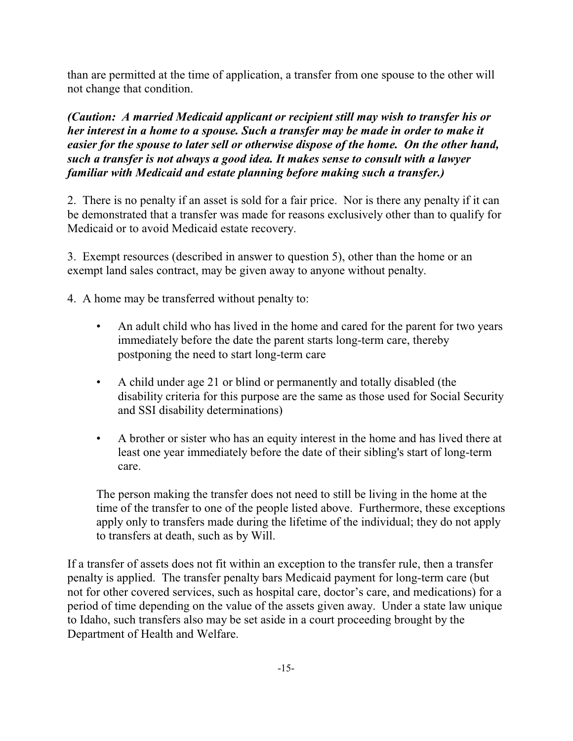than are permitted at the time of application, a transfer from one spouse to the other will not change that condition.

***(Caution: A married Medicaid applicant or recipient still may wish to transfer his or her interest in a home to a spouse. Such a transfer may be made in order to make it easier for the spouse to later sell or otherwise dispose of the home. On the other hand, such a transfer is not always a good idea. It makes sense to consult with a lawyer familiar with Medicaid and estate planning before making such a transfer.)***

2. There is no penalty if an asset is sold for a fair price. Nor is there any penalty if it can be demonstrated that a transfer was made for reasons exclusively other than to qualify for Medicaid or to avoid Medicaid estate recovery.

3. Exempt resources (described in answer to question 5), other than the home or an exempt land sales contract, may be given away to anyone without penalty.

4. A home may be transferred without penalty to:

- An adult child who has lived in the home and cared for the parent for two years immediately before the date the parent starts long-term care, thereby postponing the need to start long-term care
- A child under age 21 or blind or permanently and totally disabled (the disability criteria for this purpose are the same as those used for Social Security and SSI disability determinations)
- A brother or sister who has an equity interest in the home and has lived there at least one year immediately before the date of their sibling's start of long-term care.

The person making the transfer does not need to still be living in the home at the time of the transfer to one of the people listed above. Furthermore, these exceptions apply only to transfers made during the lifetime of the individual; they do not apply to transfers at death, such as by Will.

If a transfer of assets does not fit within an exception to the transfer rule, then a transfer penalty is applied. The transfer penalty bars Medicaid payment for long-term care (but not for other covered services, such as hospital care, doctor's care, and medications) for a period of time depending on the value of the assets given away. Under a state law unique to Idaho, such transfers also may be set aside in a court proceeding brought by the Department of Health and Welfare.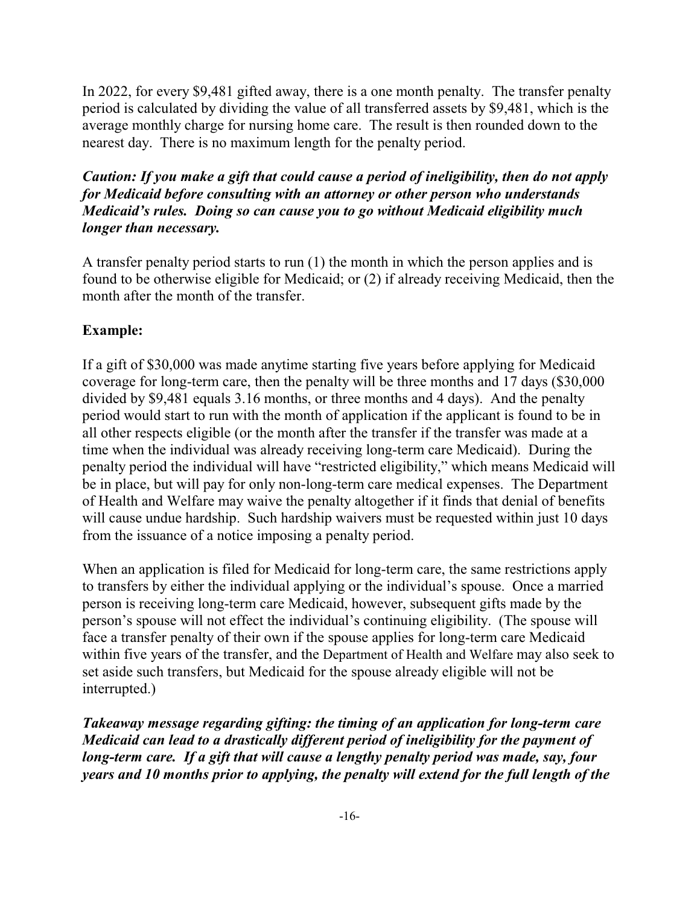In 2022, for every $9,481 gifted away, there is a one month penalty. The transfer penalty period is calculated by dividing the value of all transferred assets by $9,481, which is the average monthly charge for nursing home care. The result is then rounded down to the nearest day. There is no maximum length for the penalty period.

***Caution: If you make a gift that could cause a period of ineligibility, then do not apply for Medicaid before consulting with an attorney or other person who understands Medicaid's rules. Doing so can cause you to go without Medicaid eligibility much longer than necessary.***

A transfer penalty period starts to run (1) the month in which the person applies and is found to be otherwise eligible for Medicaid; or (2) if already receiving Medicaid, then the month after the month of the transfer.

**Example:**

If a gift of $30,000 was made anytime starting five years before applying for Medicaid coverage for long-term care, then the penalty will be three months and 17 days ($30,000 divided by $9,481 equals 3.16 months, or three months and 4 days). And the penalty period would start to run with the month of application if the applicant is found to be in all other respects eligible (or the month after the transfer if the transfer was made at a time when the individual was already receiving long-term care Medicaid). During the penalty period the individual will have "restricted eligibility," which means Medicaid will be in place, but will pay for only non-long-term care medical expenses. The Department of Health and Welfare may waive the penalty altogether if it finds that denial of benefits will cause undue hardship. Such hardship waivers must be requested within just 10 days from the issuance of a notice imposing a penalty period.

When an application is filed for Medicaid for long-term care, the same restrictions apply to transfers by either the individual applying or the individual's spouse. Once a married person is receiving long-term care Medicaid, however, subsequent gifts made by the person's spouse will not effect the individual's continuing eligibility. (The spouse will face a transfer penalty of their own if the spouse applies for long-term care Medicaid within five years of the transfer, and the Department of Health and Welfare may also seek to set aside such transfers, but Medicaid for the spouse already eligible will not be interrupted.)

***Takeaway message regarding gifting: the timing of an application for long-term care Medicaid can lead to a drastically different period of ineligibility for the payment of long-term care. If a gift that will cause a lengthy penalty period was made, say, four years and 10 months prior to applying, the penalty will extend for the full length of the***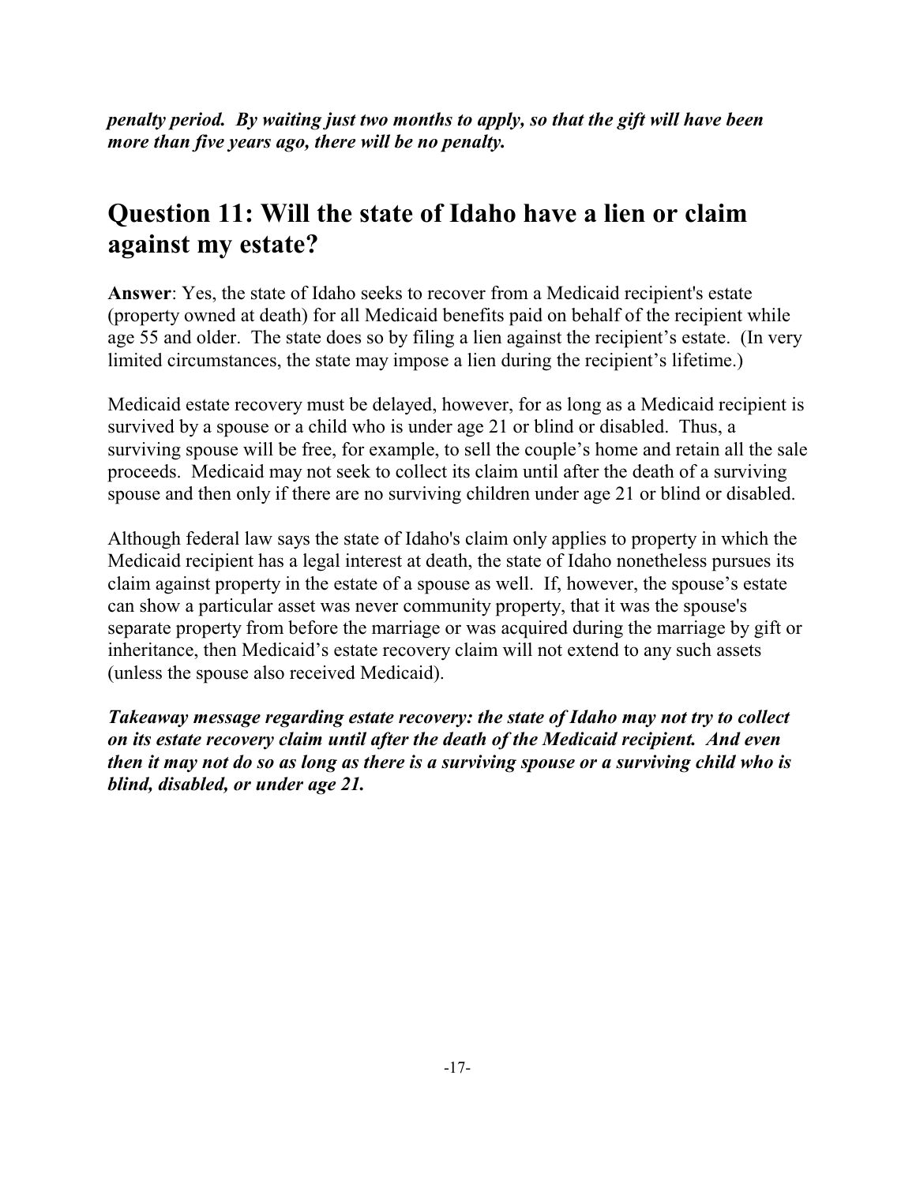***penalty period. By waiting just two months to apply, so that the gift will have been more than five years ago, there will be no penalty.***

## Question 11: Will the state of Idaho have a lien or claim against my estate?

**Answer**: Yes, the state of Idaho seeks to recover from a Medicaid recipient's estate (property owned at death) for all Medicaid benefits paid on behalf of the recipient while age 55 and older. The state does so by filing a lien against the recipient's estate. (In very limited circumstances, the state may impose a lien during the recipient's lifetime.)

Medicaid estate recovery must be delayed, however, for as long as a Medicaid recipient is survived by a spouse or a child who is under age 21 or blind or disabled. Thus, a surviving spouse will be free, for example, to sell the couple's home and retain all the sale proceeds. Medicaid may not seek to collect its claim until after the death of a surviving spouse and then only if there are no surviving children under age 21 or blind or disabled.

Although federal law says the state of Idaho's claim only applies to property in which the Medicaid recipient has a legal interest at death, the state of Idaho nonetheless pursues its claim against property in the estate of a spouse as well. If, however, the spouse's estate can show a particular asset was never community property, that it was the spouse's separate property from before the marriage or was acquired during the marriage by gift or inheritance, then Medicaid's estate recovery claim will not extend to any such assets (unless the spouse also received Medicaid).

***Takeaway message regarding estate recovery: the state of Idaho may not try to collect on its estate recovery claim until after the death of the Medicaid recipient. And even then it may not do so as long as there is a surviving spouse or a surviving child who is blind, disabled, or under age 21.***